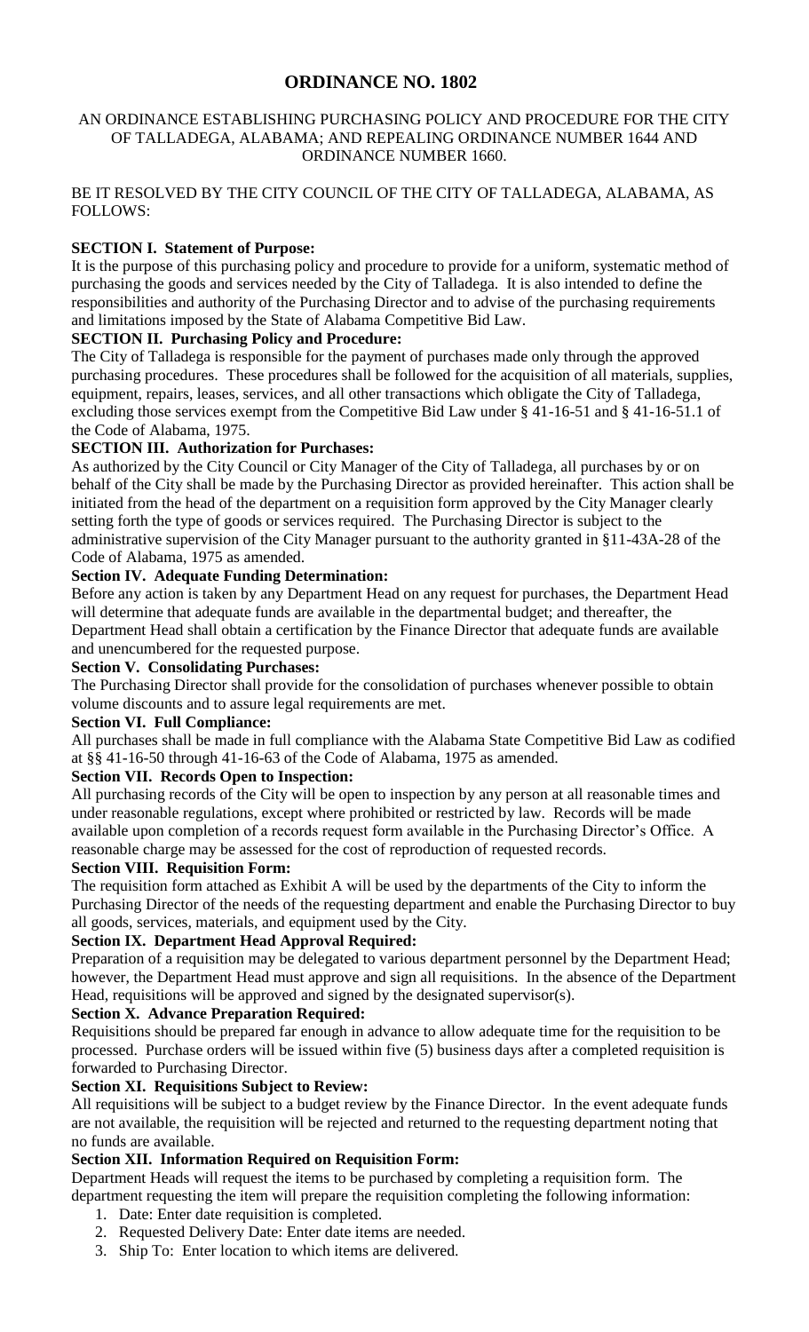# ORDINANCE NO. 1802

AN ORDINANCE ESTABLISHING PURCHASING POLICY AND PROCEDURE FOR THE CITY OF TALLADEGA, ALABAMA; AND REPEALING ORDINANCE NUMBER 1644 AND ORDINANCE NUMBER 1660.

BE IT RESOLVED BY THE CITY COUNCIL OF THE CITY OF TALLADEGA, ALABAMA, AS FOLLOWS:

**SECTION I. Statement of Purpose:**
It is the purpose of this purchasing policy and procedure to provide for a uniform, systematic method of purchasing the goods and services needed by the City of Talladega. It is also intended to define the responsibilities and authority of the Purchasing Director and to advise of the purchasing requirements and limitations imposed by the State of Alabama Competitive Bid Law.

**SECTION II. Purchasing Policy and Procedure:**
The City of Talladega is responsible for the payment of purchases made only through the approved purchasing procedures. These procedures shall be followed for the acquisition of all materials, supplies, equipment, repairs, leases, services, and all other transactions which obligate the City of Talladega, excluding those services exempt from the Competitive Bid Law under § 41-16-51 and § 41-16-51.1 of the Code of Alabama, 1975.

**SECTION III. Authorization for Purchases:**
As authorized by the City Council or City Manager of the City of Talladega, all purchases by or on behalf of the City shall be made by the Purchasing Director as provided hereinafter. This action shall be initiated from the head of the department on a requisition form approved by the City Manager clearly setting forth the type of goods or services required. The Purchasing Director is subject to the administrative supervision of the City Manager pursuant to the authority granted in §11-43A-28 of the Code of Alabama, 1975 as amended.

**Section IV. Adequate Funding Determination:**
Before any action is taken by any Department Head on any request for purchases, the Department Head will determine that adequate funds are available in the departmental budget; and thereafter, the Department Head shall obtain a certification by the Finance Director that adequate funds are available and unencumbered for the requested purpose.

**Section V. Consolidating Purchases:**
The Purchasing Director shall provide for the consolidation of purchases whenever possible to obtain volume discounts and to assure legal requirements are met.

**Section VI. Full Compliance:**
All purchases shall be made in full compliance with the Alabama State Competitive Bid Law as codified at §§ 41-16-50 through 41-16-63 of the Code of Alabama, 1975 as amended.

**Section VII. Records Open to Inspection:**
All purchasing records of the City will be open to inspection by any person at all reasonable times and under reasonable regulations, except where prohibited or restricted by law. Records will be made available upon completion of a records request form available in the Purchasing Director's Office. A reasonable charge may be assessed for the cost of reproduction of requested records.

**Section VIII. Requisition Form:**
The requisition form attached as Exhibit A will be used by the departments of the City to inform the Purchasing Director of the needs of the requesting department and enable the Purchasing Director to buy all goods, services, materials, and equipment used by the City.

**Section IX. Department Head Approval Required:**
Preparation of a requisition may be delegated to various department personnel by the Department Head; however, the Department Head must approve and sign all requisitions. In the absence of the Department Head, requisitions will be approved and signed by the designated supervisor(s).

**Section X. Advance Preparation Required:**
Requisitions should be prepared far enough in advance to allow adequate time for the requisition to be processed. Purchase orders will be issued within five (5) business days after a completed requisition is forwarded to Purchasing Director.

**Section XI. Requisitions Subject to Review:**
All requisitions will be subject to a budget review by the Finance Director. In the event adequate funds are not available, the requisition will be rejected and returned to the requesting department noting that no funds are available.

**Section XII. Information Required on Requisition Form:**
Department Heads will request the items to be purchased by completing a requisition form. The department requesting the item will prepare the requisition completing the following information:

1. Date: Enter date requisition is completed.
2. Requested Delivery Date: Enter date items are needed.
3. Ship To: Enter location to which items are delivered.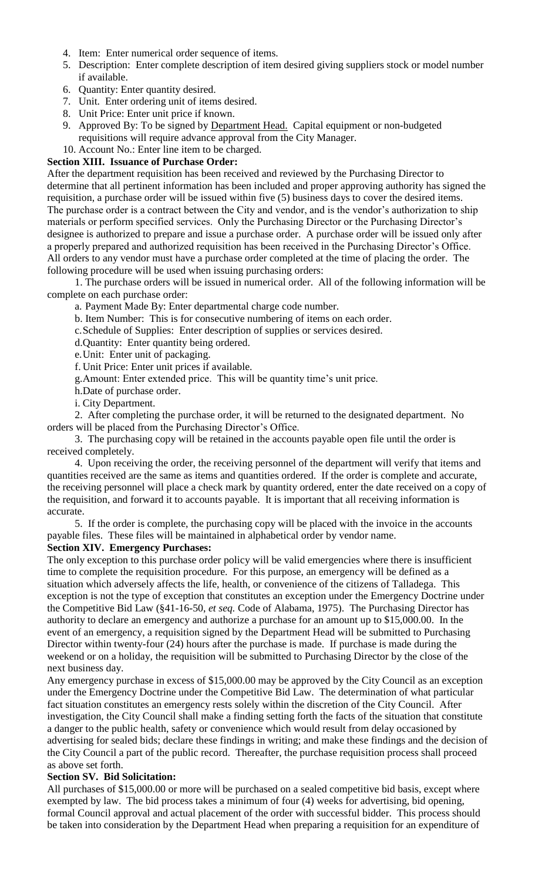4. Item: Enter numerical order sequence of items.
5. Description: Enter complete description of item desired giving suppliers stock or model number if available.
6. Quantity: Enter quantity desired.
7. Unit. Enter ordering unit of items desired.
8. Unit Price: Enter unit price if known.
9. Approved By: To be signed by Department Head. Capital equipment or non-budgeted requisitions will require advance approval from the City Manager.
10. Account No.: Enter line item to be charged.

**Section XIII. Issuance of Purchase Order:**

After the department requisition has been received and reviewed by the Purchasing Director to determine that all pertinent information has been included and proper approving authority has signed the requisition, a purchase order will be issued within five (5) business days to cover the desired items. The purchase order is a contract between the City and vendor, and is the vendor's authorization to ship materials or perform specified services. Only the Purchasing Director or the Purchasing Director's designee is authorized to prepare and issue a purchase order. A purchase order will be issued only after a properly prepared and authorized requisition has been received in the Purchasing Director's Office. All orders to any vendor must have a purchase order completed at the time of placing the order. The following procedure will be used when issuing purchasing orders:

1. The purchase orders will be issued in numerical order. All of the following information will be complete on each purchase order:

   a. Payment Made By: Enter departmental charge code number.

   b. Item Number: This is for consecutive numbering of items on each order.

   c. Schedule of Supplies: Enter description of supplies or services desired.

   d. Quantity: Enter quantity being ordered.

   e. Unit: Enter unit of packaging.

   f. Unit Price: Enter unit prices if available.

   g. Amount: Enter extended price. This will be quantity time's unit price.

   h. Date of purchase order.

   i. City Department.

2. After completing the purchase order, it will be returned to the designated department. No orders will be placed from the Purchasing Director's Office.

3. The purchasing copy will be retained in the accounts payable open file until the order is received completely.

4. Upon receiving the order, the receiving personnel of the department will verify that items and quantities received are the same as items and quantities ordered. If the order is complete and accurate, the receiving personnel will place a check mark by quantity ordered, enter the date received on a copy of the requisition, and forward it to accounts payable. It is important that all receiving information is accurate.

5. If the order is complete, the purchasing copy will be placed with the invoice in the accounts payable files. These files will be maintained in alphabetical order by vendor name.

**Section XIV. Emergency Purchases:**

The only exception to this purchase order policy will be valid emergencies where there is insufficient time to complete the requisition procedure. For this purpose, an emergency will be defined as a situation which adversely affects the life, health, or convenience of the citizens of Talladega. This exception is not the type of exception that constitutes an exception under the Emergency Doctrine under the Competitive Bid Law (§41-16-50, *et seq.* Code of Alabama, 1975). The Purchasing Director has authority to declare an emergency and authorize a purchase for an amount up to $15,000.00. In the event of an emergency, a requisition signed by the Department Head will be submitted to Purchasing Director within twenty-four (24) hours after the purchase is made. If purchase is made during the weekend or on a holiday, the requisition will be submitted to Purchasing Director by the close of the next business day.

Any emergency purchase in excess of $15,000.00 may be approved by the City Council as an exception under the Emergency Doctrine under the Competitive Bid Law. The determination of what particular fact situation constitutes an emergency rests solely within the discretion of the City Council. After investigation, the City Council shall make a finding setting forth the facts of the situation that constitute a danger to the public health, safety or convenience which would result from delay occasioned by advertising for sealed bids; declare these findings in writing; and make these findings and the decision of the City Council a part of the public record. Thereafter, the purchase requisition process shall proceed as above set forth.

**Section SV. Bid Solicitation:**

All purchases of $15,000.00 or more will be purchased on a sealed competitive bid basis, except where exempted by law. The bid process takes a minimum of four (4) weeks for advertising, bid opening, formal Council approval and actual placement of the order with successful bidder. This process should be taken into consideration by the Department Head when preparing a requisition for an expenditure of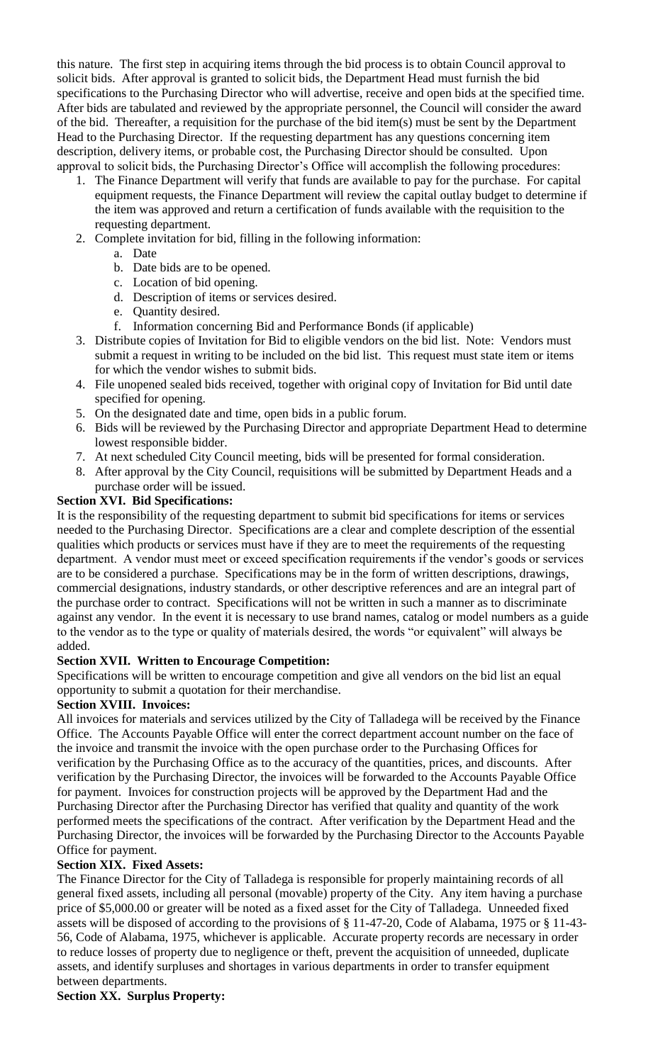this nature. The first step in acquiring items through the bid process is to obtain Council approval to solicit bids. After approval is granted to solicit bids, the Department Head must furnish the bid specifications to the Purchasing Director who will advertise, receive and open bids at the specified time. After bids are tabulated and reviewed by the appropriate personnel, the Council will consider the award of the bid. Thereafter, a requisition for the purchase of the bid item(s) must be sent by the Department Head to the Purchasing Director. If the requesting department has any questions concerning item description, delivery items, or probable cost, the Purchasing Director should be consulted. Upon approval to solicit bids, the Purchasing Director's Office will accomplish the following procedures:

1. The Finance Department will verify that funds are available to pay for the purchase. For capital equipment requests, the Finance Department will review the capital outlay budget to determine if the item was approved and return a certification of funds available with the requisition to the requesting department.
2. Complete invitation for bid, filling in the following information:
   a. Date
   b. Date bids are to be opened.
   c. Location of bid opening.
   d. Description of items or services desired.
   e. Quantity desired.
   f. Information concerning Bid and Performance Bonds (if applicable)
3. Distribute copies of Invitation for Bid to eligible vendors on the bid list. Note: Vendors must submit a request in writing to be included on the bid list. This request must state item or items for which the vendor wishes to submit bids.
4. File unopened sealed bids received, together with original copy of Invitation for Bid until date specified for opening.
5. On the designated date and time, open bids in a public forum.
6. Bids will be reviewed by the Purchasing Director and appropriate Department Head to determine lowest responsible bidder.
7. At next scheduled City Council meeting, bids will be presented for formal consideration.
8. After approval by the City Council, requisitions will be submitted by Department Heads and a purchase order will be issued.

**Section XVI. Bid Specifications:**

It is the responsibility of the requesting department to submit bid specifications for items or services needed to the Purchasing Director. Specifications are a clear and complete description of the essential qualities which products or services must have if they are to meet the requirements of the requesting department. A vendor must meet or exceed specification requirements if the vendor's goods or services are to be considered a purchase. Specifications may be in the form of written descriptions, drawings, commercial designations, industry standards, or other descriptive references and are an integral part of the purchase order to contract. Specifications will not be written in such a manner as to discriminate against any vendor. In the event it is necessary to use brand names, catalog or model numbers as a guide to the vendor as to the type or quality of materials desired, the words "or equivalent" will always be added.

**Section XVII. Written to Encourage Competition:**

Specifications will be written to encourage competition and give all vendors on the bid list an equal opportunity to submit a quotation for their merchandise.

**Section XVIII. Invoices:**

All invoices for materials and services utilized by the City of Talladega will be received by the Finance Office. The Accounts Payable Office will enter the correct department account number on the face of the invoice and transmit the invoice with the open purchase order to the Purchasing Offices for verification by the Purchasing Office as to the accuracy of the quantities, prices, and discounts. After verification by the Purchasing Director, the invoices will be forwarded to the Accounts Payable Office for payment. Invoices for construction projects will be approved by the Department Had and the Purchasing Director after the Purchasing Director has verified that quality and quantity of the work performed meets the specifications of the contract. After verification by the Department Head and the Purchasing Director, the invoices will be forwarded by the Purchasing Director to the Accounts Payable Office for payment.

**Section XIX. Fixed Assets:**

The Finance Director for the City of Talladega is responsible for properly maintaining records of all general fixed assets, including all personal (movable) property of the City. Any item having a purchase price of $5,000.00 or greater will be noted as a fixed asset for the City of Talladega. Unneeded fixed assets will be disposed of according to the provisions of § 11-47-20, Code of Alabama, 1975 or § 11-43-56, Code of Alabama, 1975, whichever is applicable. Accurate property records are necessary in order to reduce losses of property due to negligence or theft, prevent the acquisition of unneeded, duplicate assets, and identify surpluses and shortages in various departments in order to transfer equipment between departments.

**Section XX. Surplus Property:**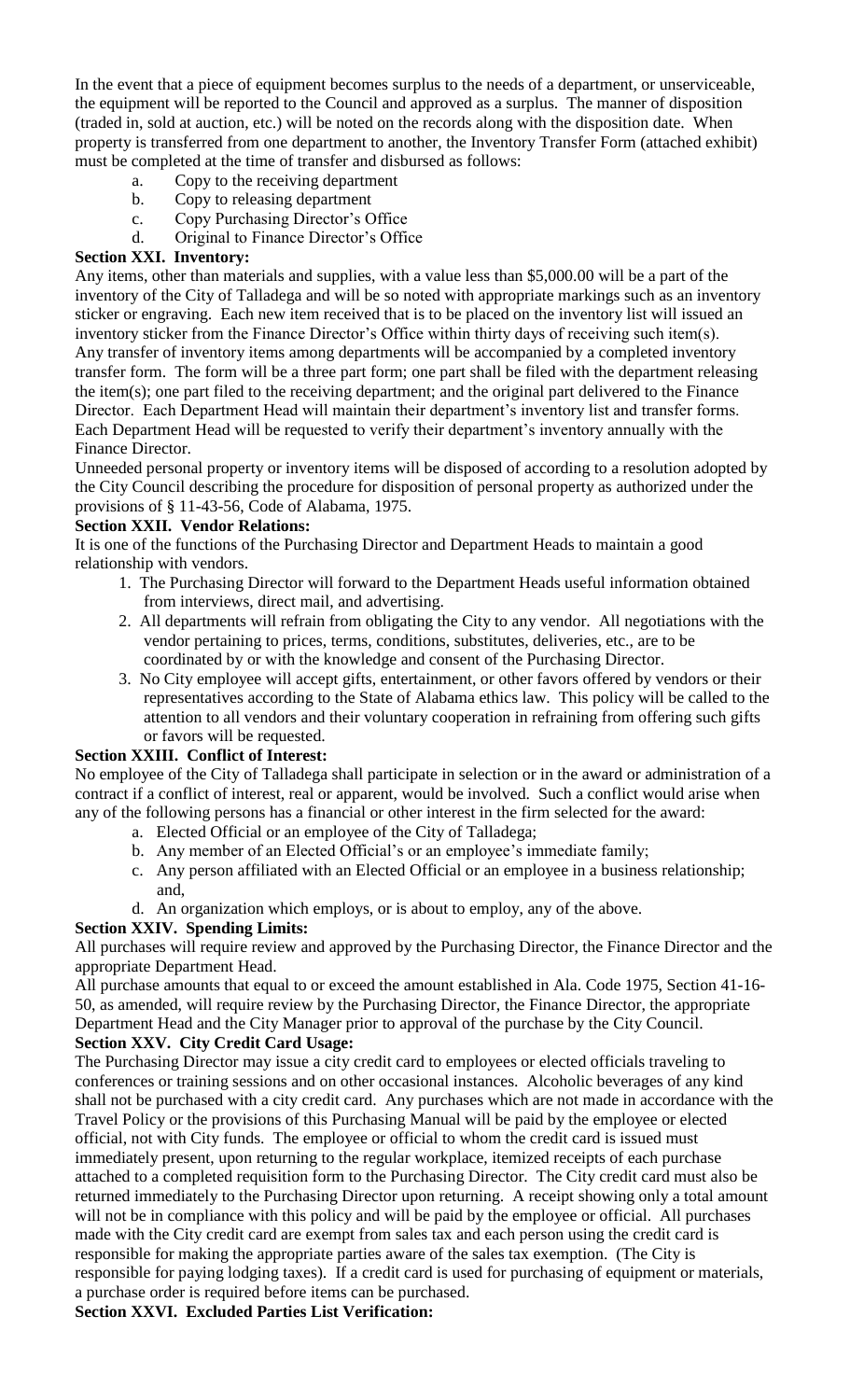In the event that a piece of equipment becomes surplus to the needs of a department, or unserviceable, the equipment will be reported to the Council and approved as a surplus. The manner of disposition (traded in, sold at auction, etc.) will be noted on the records along with the disposition date. When property is transferred from one department to another, the Inventory Transfer Form (attached exhibit) must be completed at the time of transfer and disbursed as follows:

a. Copy to the receiving department
b. Copy to releasing department
c. Copy Purchasing Director's Office
d. Original to Finance Director's Office

**Section XXI. Inventory:**

Any items, other than materials and supplies, with a value less than $5,000.00 will be a part of the inventory of the City of Talladega and will be so noted with appropriate markings such as an inventory sticker or engraving. Each new item received that is to be placed on the inventory list will issued an inventory sticker from the Finance Director's Office within thirty days of receiving such item(s). Any transfer of inventory items among departments will be accompanied by a completed inventory transfer form. The form will be a three part form; one part shall be filed with the department releasing the item(s); one part filed to the receiving department; and the original part delivered to the Finance Director. Each Department Head will maintain their department's inventory list and transfer forms. Each Department Head will be requested to verify their department's inventory annually with the Finance Director.

Unneeded personal property or inventory items will be disposed of according to a resolution adopted by the City Council describing the procedure for disposition of personal property as authorized under the provisions of § 11-43-56, Code of Alabama, 1975.

**Section XXII. Vendor Relations:**

It is one of the functions of the Purchasing Director and Department Heads to maintain a good relationship with vendors.

1. The Purchasing Director will forward to the Department Heads useful information obtained from interviews, direct mail, and advertising.
2. All departments will refrain from obligating the City to any vendor. All negotiations with the vendor pertaining to prices, terms, conditions, substitutes, deliveries, etc., are to be coordinated by or with the knowledge and consent of the Purchasing Director.
3. No City employee will accept gifts, entertainment, or other favors offered by vendors or their representatives according to the State of Alabama ethics law. This policy will be called to the attention to all vendors and their voluntary cooperation in refraining from offering such gifts or favors will be requested.

**Section XXIII. Conflict of Interest:**

No employee of the City of Talladega shall participate in selection or in the award or administration of a contract if a conflict of interest, real or apparent, would be involved. Such a conflict would arise when any of the following persons has a financial or other interest in the firm selected for the award:

a. Elected Official or an employee of the City of Talladega;
b. Any member of an Elected Official's or an employee's immediate family;
c. Any person affiliated with an Elected Official or an employee in a business relationship; and,
d. An organization which employs, or is about to employ, any of the above.

**Section XXIV. Spending Limits:**

All purchases will require review and approved by the Purchasing Director, the Finance Director and the appropriate Department Head.

All purchase amounts that equal to or exceed the amount established in Ala. Code 1975, Section 41-16-50, as amended, will require review by the Purchasing Director, the Finance Director, the appropriate Department Head and the City Manager prior to approval of the purchase by the City Council.

**Section XXV. City Credit Card Usage:**

The Purchasing Director may issue a city credit card to employees or elected officials traveling to conferences or training sessions and on other occasional instances. Alcoholic beverages of any kind shall not be purchased with a city credit card. Any purchases which are not made in accordance with the Travel Policy or the provisions of this Purchasing Manual will be paid by the employee or elected official, not with City funds. The employee or official to whom the credit card is issued must immediately present, upon returning to the regular workplace, itemized receipts of each purchase attached to a completed requisition form to the Purchasing Director. The City credit card must also be returned immediately to the Purchasing Director upon returning. A receipt showing only a total amount will not be in compliance with this policy and will be paid by the employee or official. All purchases made with the City credit card are exempt from sales tax and each person using the credit card is responsible for making the appropriate parties aware of the sales tax exemption. (The City is responsible for paying lodging taxes). If a credit card is used for purchasing of equipment or materials, a purchase order is required before items can be purchased.

**Section XXVI. Excluded Parties List Verification:**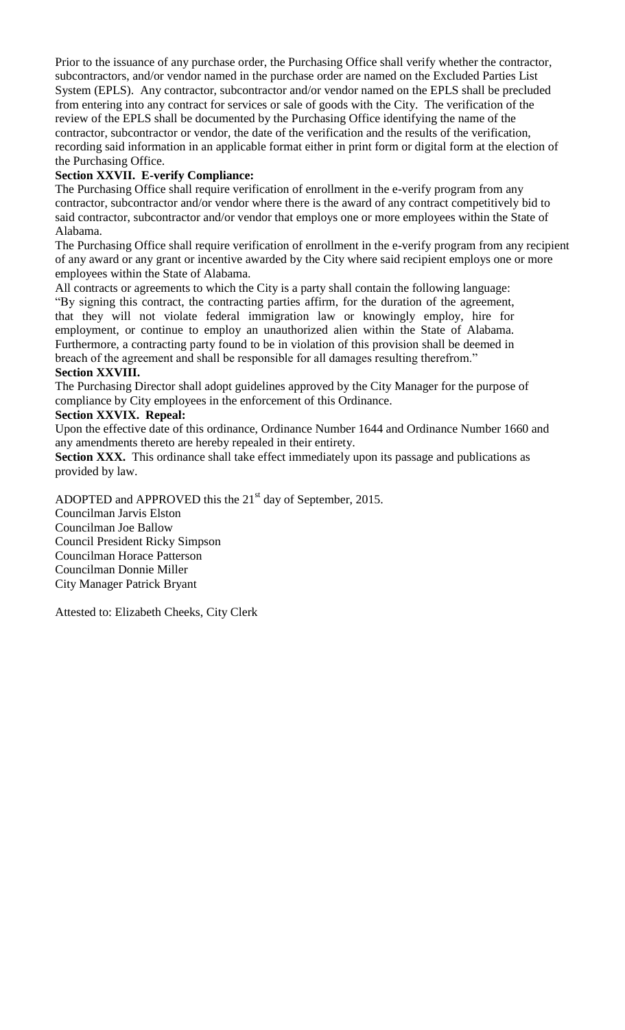Prior to the issuance of any purchase order, the Purchasing Office shall verify whether the contractor, subcontractors, and/or vendor named in the purchase order are named on the Excluded Parties List System (EPLS). Any contractor, subcontractor and/or vendor named on the EPLS shall be precluded from entering into any contract for services or sale of goods with the City. The verification of the review of the EPLS shall be documented by the Purchasing Office identifying the name of the contractor, subcontractor or vendor, the date of the verification and the results of the verification, recording said information in an applicable format either in print form or digital form at the election of the Purchasing Office.

**Section XXVII. E-verify Compliance:**

The Purchasing Office shall require verification of enrollment in the e-verify program from any contractor, subcontractor and/or vendor where there is the award of any contract competitively bid to said contractor, subcontractor and/or vendor that employs one or more employees within the State of Alabama.

The Purchasing Office shall require verification of enrollment in the e-verify program from any recipient of any award or any grant or incentive awarded by the City where said recipient employs one or more employees within the State of Alabama.

All contracts or agreements to which the City is a party shall contain the following language:

"By signing this contract, the contracting parties affirm, for the duration of the agreement, that they will not violate federal immigration law or knowingly employ, hire for employment, or continue to employ an unauthorized alien within the State of Alabama. Furthermore, a contracting party found to be in violation of this provision shall be deemed in breach of the agreement and shall be responsible for all damages resulting therefrom."

**Section XXVIII.**

The Purchasing Director shall adopt guidelines approved by the City Manager for the purpose of compliance by City employees in the enforcement of this Ordinance.

**Section XXVIX. Repeal:**

Upon the effective date of this ordinance, Ordinance Number 1644 and Ordinance Number 1660 and any amendments thereto are hereby repealed in their entirety.

**Section XXX.** This ordinance shall take effect immediately upon its passage and publications as provided by law.

ADOPTED and APPROVED this the 21st day of September, 2015.

Councilman Jarvis Elston
Councilman Joe Ballow
Council President Ricky Simpson
Councilman Horace Patterson
Councilman Donnie Miller
City Manager Patrick Bryant

Attested to: Elizabeth Cheeks, City Clerk